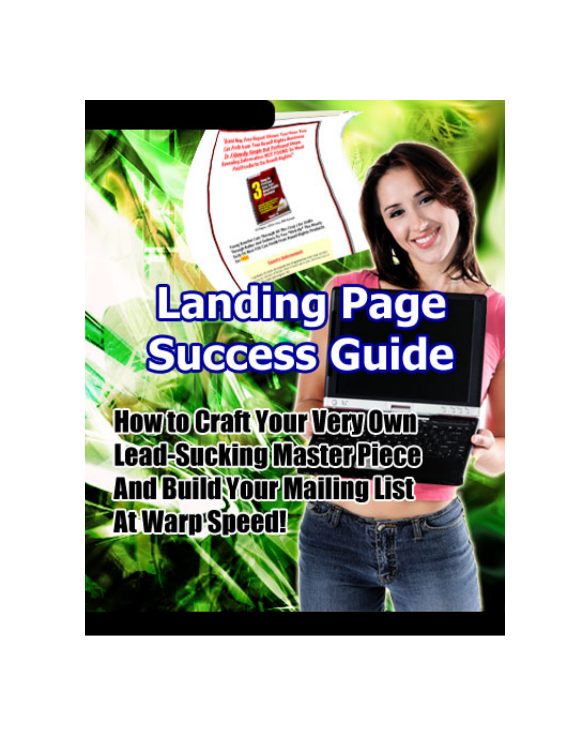# Landing Page Success Guide

## How to Craft Your Very Own Lead-Sucking Master Piece And Build Your Mailing List At Warp Speed!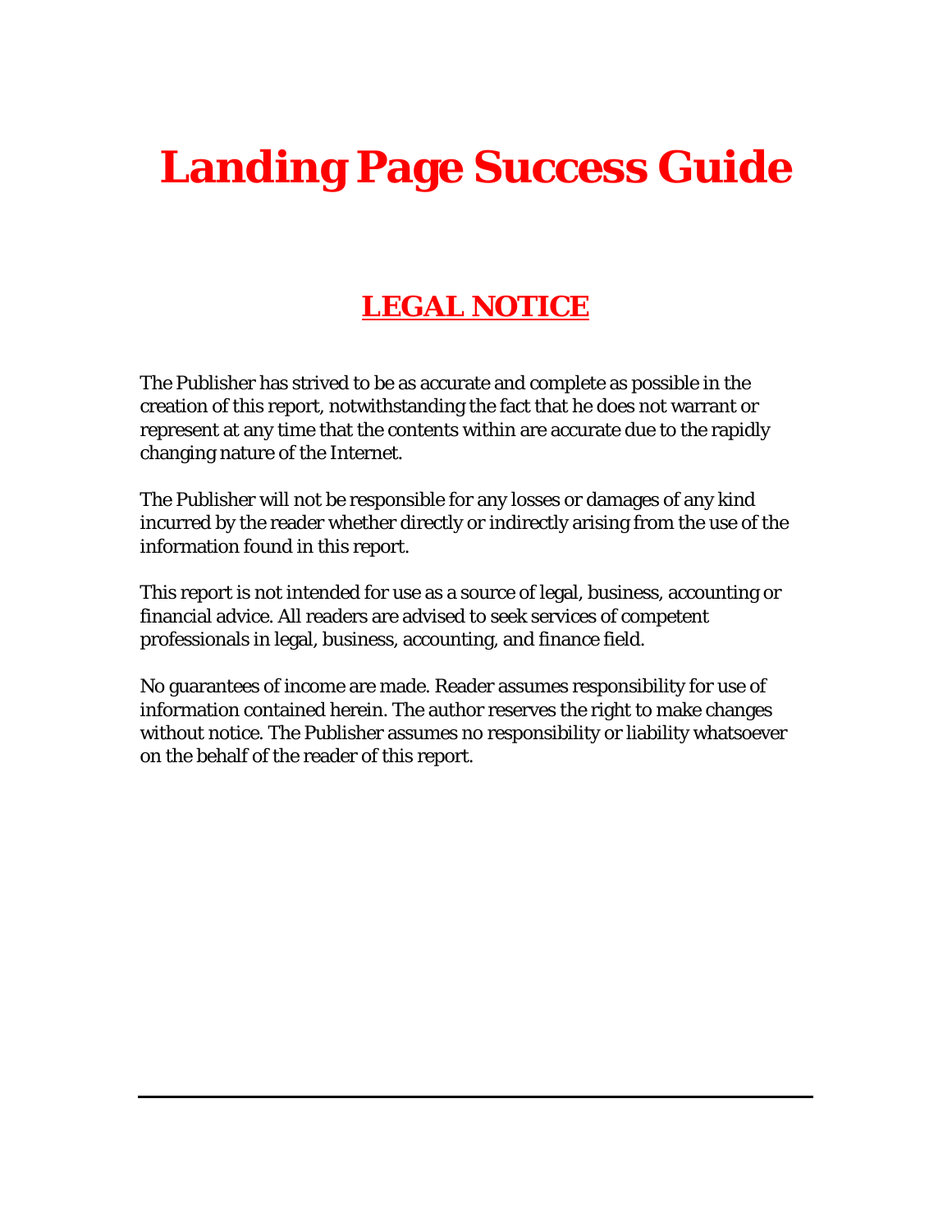# Landing Page Success Guide

## LEGAL NOTICE

The Publisher has strived to be as accurate and complete as possible in the creation of this report, notwithstanding the fact that he does not warrant or represent at any time that the contents within are accurate due to the rapidly changing nature of the Internet.

The Publisher will not be responsible for any losses or damages of any kind incurred by the reader whether directly or indirectly arising from the use of the information found in this report.

This report is not intended for use as a source of legal, business, accounting or financial advice. All readers are advised to seek services of competent professionals in legal, business, accounting, and finance field.

No guarantees of income are made. Reader assumes responsibility for use of information contained herein. The author reserves the right to make changes without notice. The Publisher assumes no responsibility or liability whatsoever on the behalf of the reader of this report.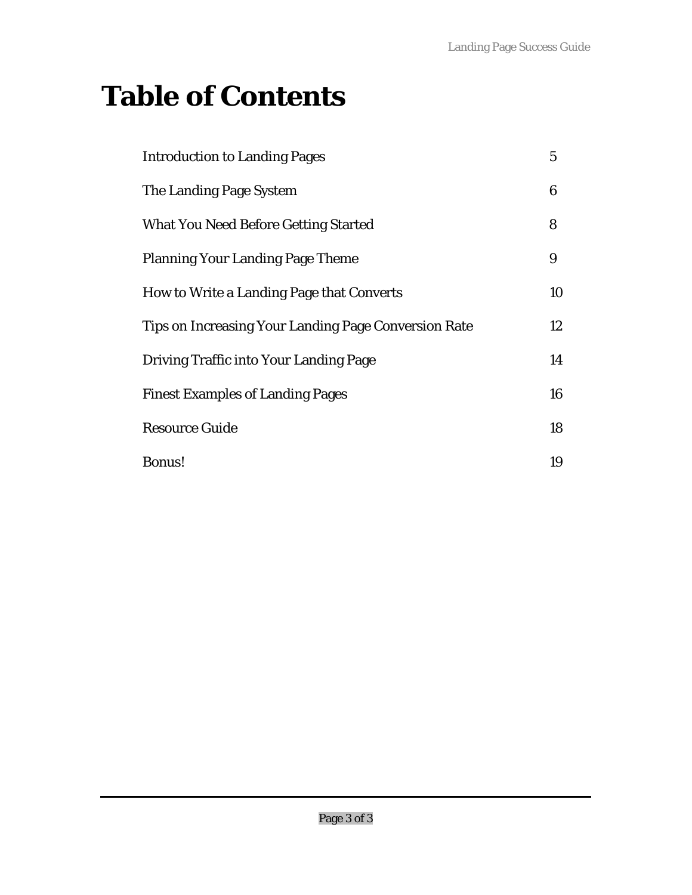# Table of Contents

| | |
|---|---|
| Introduction to Landing Pages | 5 |
| The Landing Page System | 6 |
| What You Need Before Getting Started | 8 |
| Planning Your Landing Page Theme | 9 |
| How to Write a Landing Page that Converts | 10 |
| Tips on Increasing Your Landing Page Conversion Rate | 12 |
| Driving Traffic into Your Landing Page | 14 |
| Finest Examples of Landing Pages | 16 |
| Resource Guide | 18 |
| Bonus! | 19 |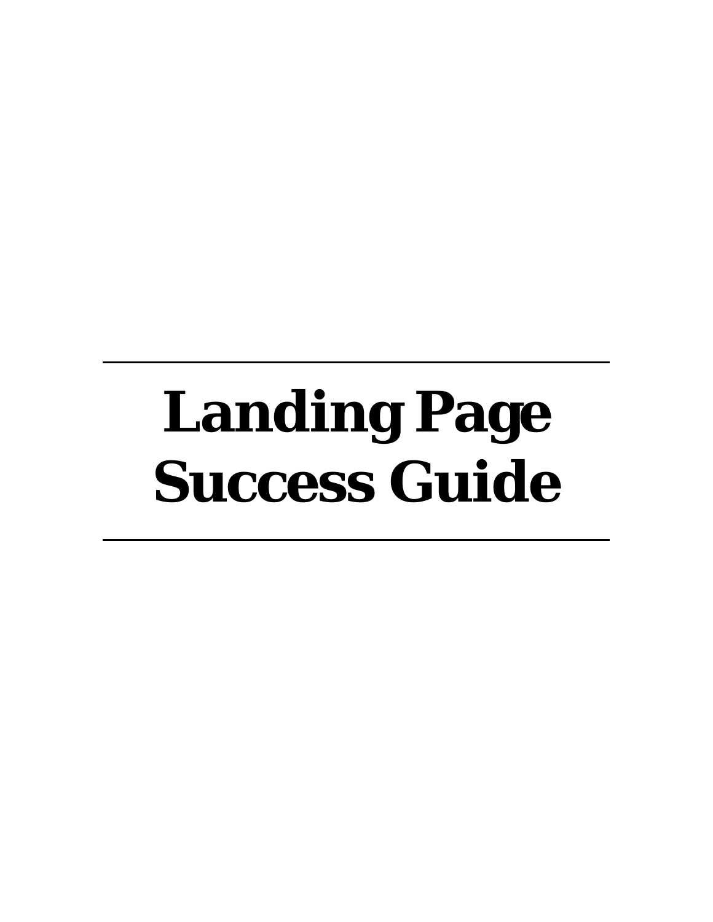# Landing Page Success Guide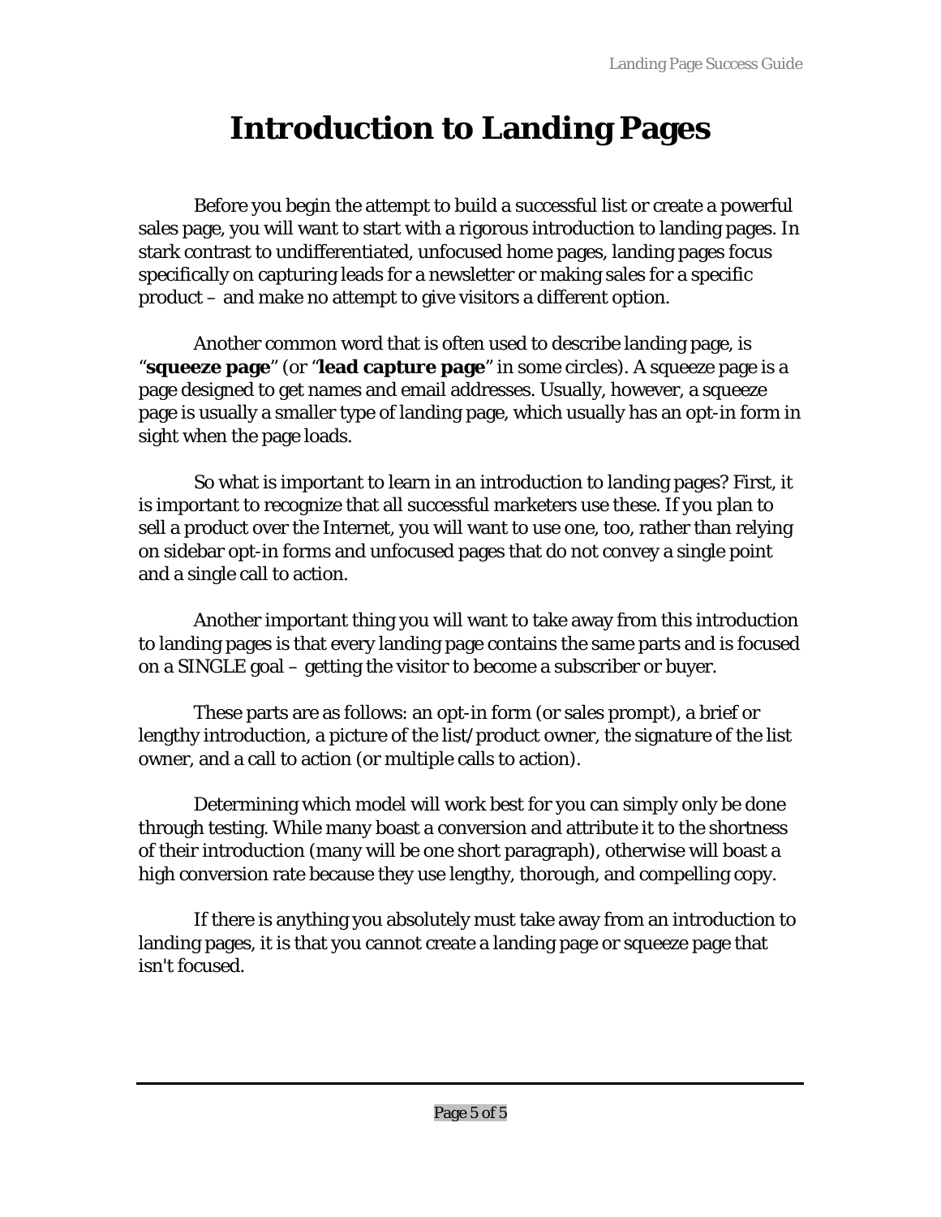# Introduction to Landing Pages

Before you begin the attempt to build a successful list or create a powerful sales page, you will want to start with a rigorous introduction to landing pages. In stark contrast to undifferentiated, unfocused home pages, landing pages focus specifically on capturing leads for a newsletter or making sales for a specific product – and make no attempt to give visitors a different option.

Another common word that is often used to describe landing page, is "**squeeze page**" (or "**lead capture page**" in some circles). A squeeze page is a page designed to get names and email addresses. Usually, however, a squeeze page is usually a smaller type of landing page, which usually has an opt-in form in sight when the page loads.

So what is important to learn in an introduction to landing pages? First, it is important to recognize that all successful marketers use these. If you plan to sell a product over the Internet, you will want to use one, too, rather than relying on sidebar opt-in forms and unfocused pages that do not convey a single point and a single call to action.

Another important thing you will want to take away from this introduction to landing pages is that every landing page contains the same parts and is focused on a SINGLE goal – getting the visitor to become a subscriber or buyer.

These parts are as follows: an opt-in form (or sales prompt), a brief or lengthy introduction, a picture of the list/product owner, the signature of the list owner, and a call to action (or multiple calls to action).

Determining which model will work best for you can simply only be done through testing. While many boast a conversion and attribute it to the shortness of their introduction (many will be one short paragraph), otherwise will boast a high conversion rate because they use lengthy, thorough, and compelling copy.

If there is anything you absolutely must take away from an introduction to landing pages, it is that you cannot create a landing page or squeeze page that isn't focused.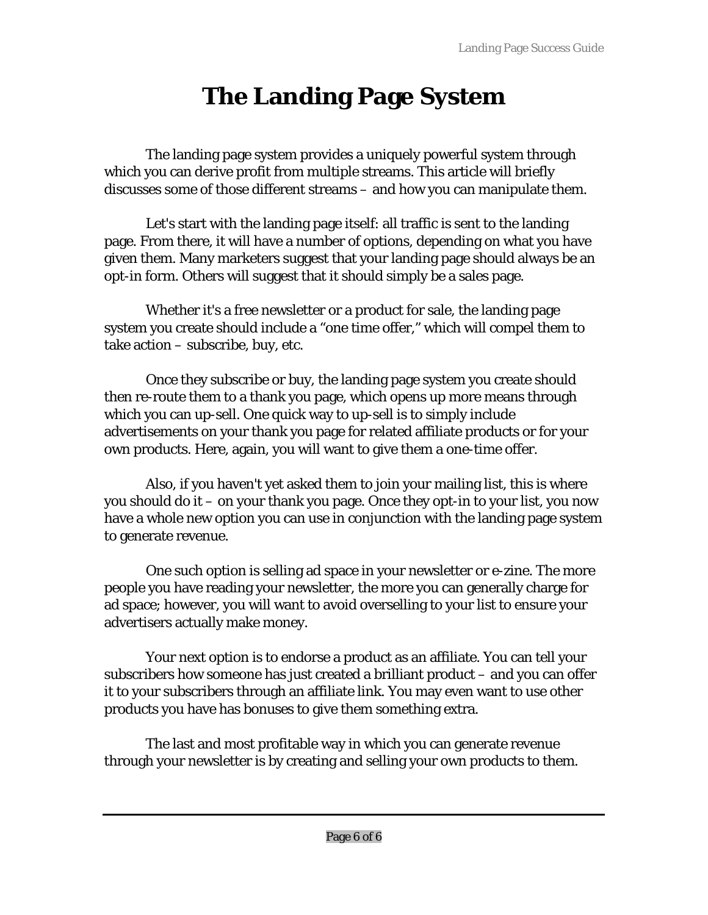# The Landing Page System

The landing page system provides a uniquely powerful system through which you can derive profit from multiple streams. This article will briefly discusses some of those different streams – and how you can manipulate them.

Let's start with the landing page itself: all traffic is sent to the landing page. From there, it will have a number of options, depending on what you have given them. Many marketers suggest that your landing page should always be an opt-in form. Others will suggest that it should simply be a sales page.

Whether it's a free newsletter or a product for sale, the landing page system you create should include a "one time offer," which will compel them to take action – subscribe, buy, etc.

Once they subscribe or buy, the landing page system you create should then re-route them to a thank you page, which opens up more means through which you can up-sell. One quick way to up-sell is to simply include advertisements on your thank you page for related affiliate products or for your own products. Here, again, you will want to give them a one-time offer.

Also, if you haven't yet asked them to join your mailing list, this is where you should do it – on your thank you page. Once they opt-in to your list, you now have a whole new option you can use in conjunction with the landing page system to generate revenue.

One such option is selling ad space in your newsletter or e-zine. The more people you have reading your newsletter, the more you can generally charge for ad space; however, you will want to avoid overselling to your list to ensure your advertisers actually make money.

Your next option is to endorse a product as an affiliate. You can tell your subscribers how someone has just created a brilliant product – and you can offer it to your subscribers through an affiliate link. You may even want to use other products you have has bonuses to give them something extra.

The last and most profitable way in which you can generate revenue through your newsletter is by creating and selling your own products to them.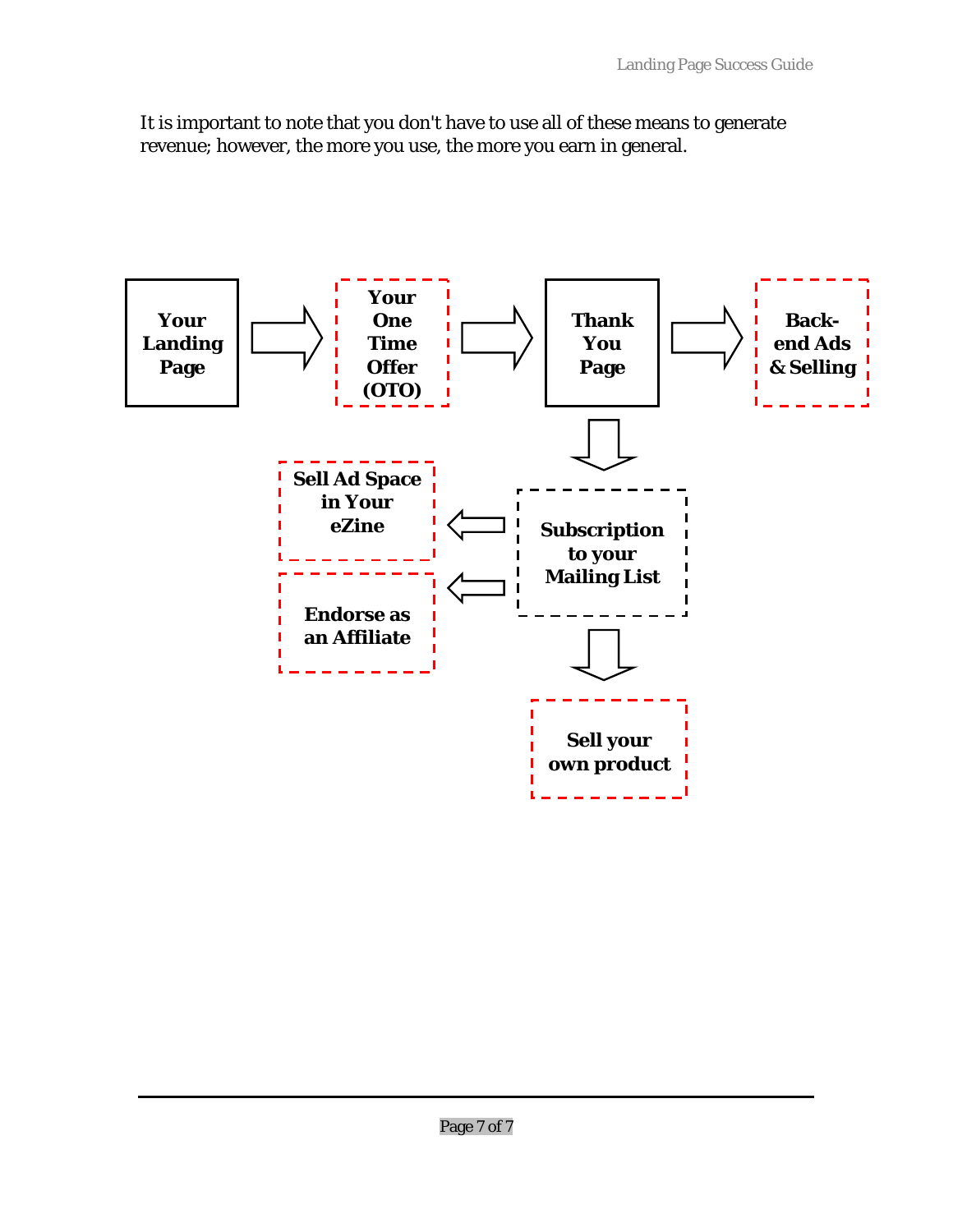It is important to note that you don't have to use all of these means to generate revenue; however, the more you use, the more you earn in general.

**Your Landing Page** → **Your One Time Offer (OTO)** → **Thank You Page** → **Back-end Ads & Selling**

**Thank You Page** ↓ **Subscription to your Mailing List**

**Subscription to your Mailing List** → **Sell Ad Space in Your eZine**

**Subscription to your Mailing List** → **Endorse as an Affiliate**

**Subscription to your Mailing List** ↓ **Sell your own product**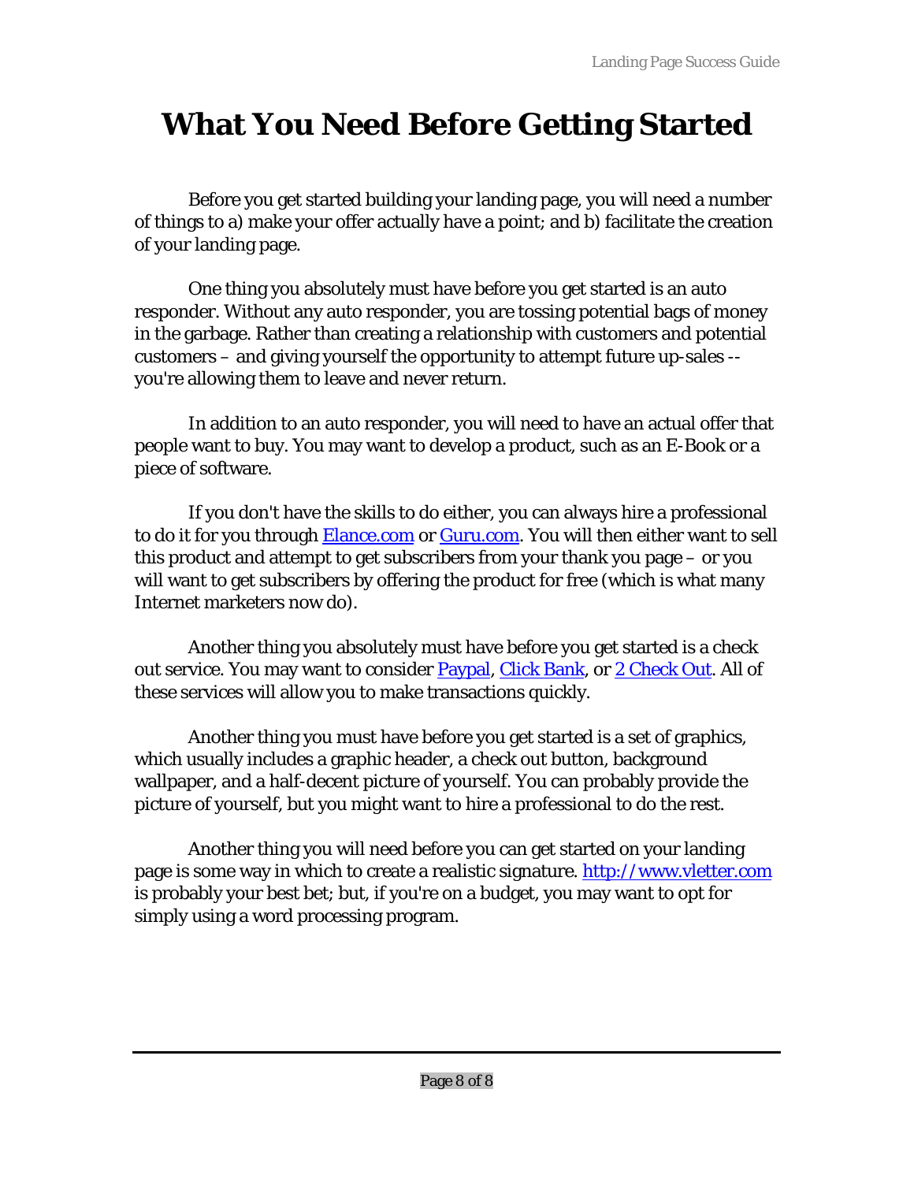# What You Need Before Getting Started

Before you get started building your landing page, you will need a number of things to a) make your offer actually have a point; and b) facilitate the creation of your landing page.

One thing you absolutely must have before you get started is an auto responder. Without any auto responder, you are tossing potential bags of money in the garbage. Rather than creating a relationship with customers and potential customers – and giving yourself the opportunity to attempt future up-sales -- you're allowing them to leave and never return.

In addition to an auto responder, you will need to have an actual offer that people want to buy. You may want to develop a product, such as an E-Book or a piece of software.

If you don't have the skills to do either, you can always hire a professional to do it for you through Elance.com or Guru.com. You will then either want to sell this product and attempt to get subscribers from your thank you page – or you will want to get subscribers by offering the product for free (which is what many Internet marketers now do).

Another thing you absolutely must have before you get started is a check out service. You may want to consider Paypal, Click Bank, or 2 Check Out. All of these services will allow you to make transactions quickly.

Another thing you must have before you get started is a set of graphics, which usually includes a graphic header, a check out button, background wallpaper, and a half-decent picture of yourself. You can probably provide the picture of yourself, but you might want to hire a professional to do the rest.

Another thing you will need before you can get started on your landing page is some way in which to create a realistic signature. http://www.vletter.com is probably your best bet; but, if you're on a budget, you may want to opt for simply using a word processing program.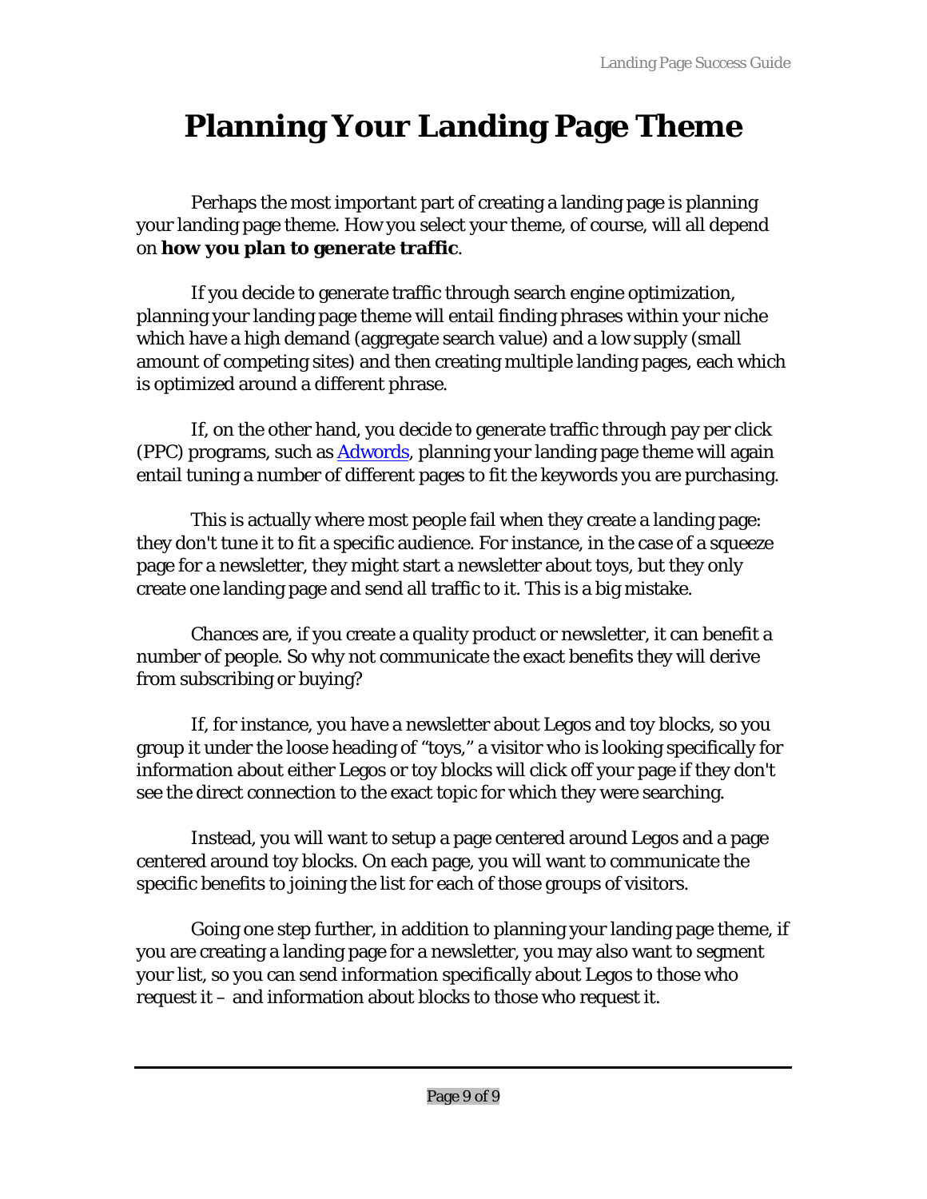# Planning Your Landing Page Theme

Perhaps the most important part of creating a landing page is planning your landing page theme. How you select your theme, of course, will all depend on **how you plan to generate traffic**.

If you decide to generate traffic through search engine optimization, planning your landing page theme will entail finding phrases within your niche which have a high demand (aggregate search value) and a low supply (small amount of competing sites) and then creating multiple landing pages, each which is optimized around a different phrase.

If, on the other hand, you decide to generate traffic through pay per click (PPC) programs, such as Adwords, planning your landing page theme will again entail tuning a number of different pages to fit the keywords you are purchasing.

This is actually where most people fail when they create a landing page: they don't tune it to fit a specific audience. For instance, in the case of a squeeze page for a newsletter, they might start a newsletter about toys, but they only create one landing page and send all traffic to it. This is a big mistake.

Chances are, if you create a quality product or newsletter, it can benefit a number of people. So why not communicate the exact benefits they will derive from subscribing or buying?

If, for instance, you have a newsletter about Legos and toy blocks, so you group it under the loose heading of "toys," a visitor who is looking specifically for information about either Legos or toy blocks will click off your page if they don't see the direct connection to the exact topic for which they were searching.

Instead, you will want to setup a page centered around Legos and a page centered around toy blocks. On each page, you will want to communicate the specific benefits to joining the list for each of those groups of visitors.

Going one step further, in addition to planning your landing page theme, if you are creating a landing page for a newsletter, you may also want to segment your list, so you can send information specifically about Legos to those who request it – and information about blocks to those who request it.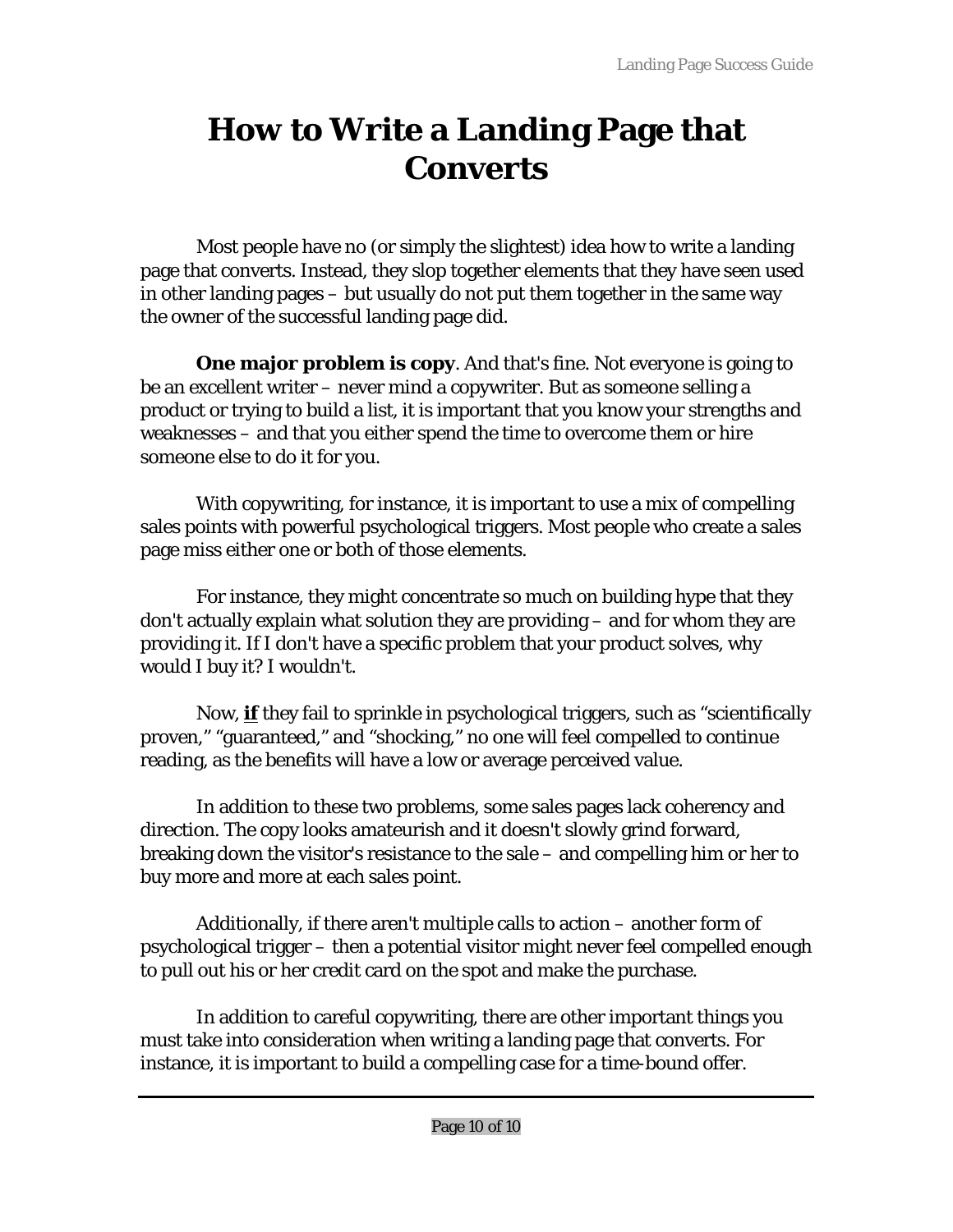# How to Write a Landing Page that Converts

Most people have no (or simply the slightest) idea how to write a landing page that converts. Instead, they slop together elements that they have seen used in other landing pages – but usually do not put them together in the same way the owner of the successful landing page did.

**One major problem is copy**. And that's fine. Not everyone is going to be an excellent writer – never mind a copywriter. But as someone selling a product or trying to build a list, it is important that you know your strengths and weaknesses – and that you either spend the time to overcome them or hire someone else to do it for you.

With copywriting, for instance, it is important to use a mix of compelling sales points with powerful psychological triggers. Most people who create a sales page miss either one or both of those elements.

For instance, they might concentrate so much on building hype that they don't actually explain what solution they are providing – and for whom they are providing it. If I don't have a specific problem that your product solves, why would I buy it? I wouldn't.

Now, ***if*** they fail to sprinkle in psychological triggers, such as "scientifically proven," "guaranteed," and "shocking," no one will feel compelled to continue reading, as the benefits will have a low or average perceived value.

In addition to these two problems, some sales pages lack coherency and direction. The copy looks amateurish and it doesn't slowly grind forward, breaking down the visitor's resistance to the sale – and compelling him or her to buy more and more at each sales point.

Additionally, if there aren't multiple calls to action – another form of psychological trigger – then a potential visitor might never feel compelled enough to pull out his or her credit card on the spot and make the purchase.

In addition to careful copywriting, there are other important things you must take into consideration when writing a landing page that converts. For instance, it is important to build a compelling case for a time-bound offer.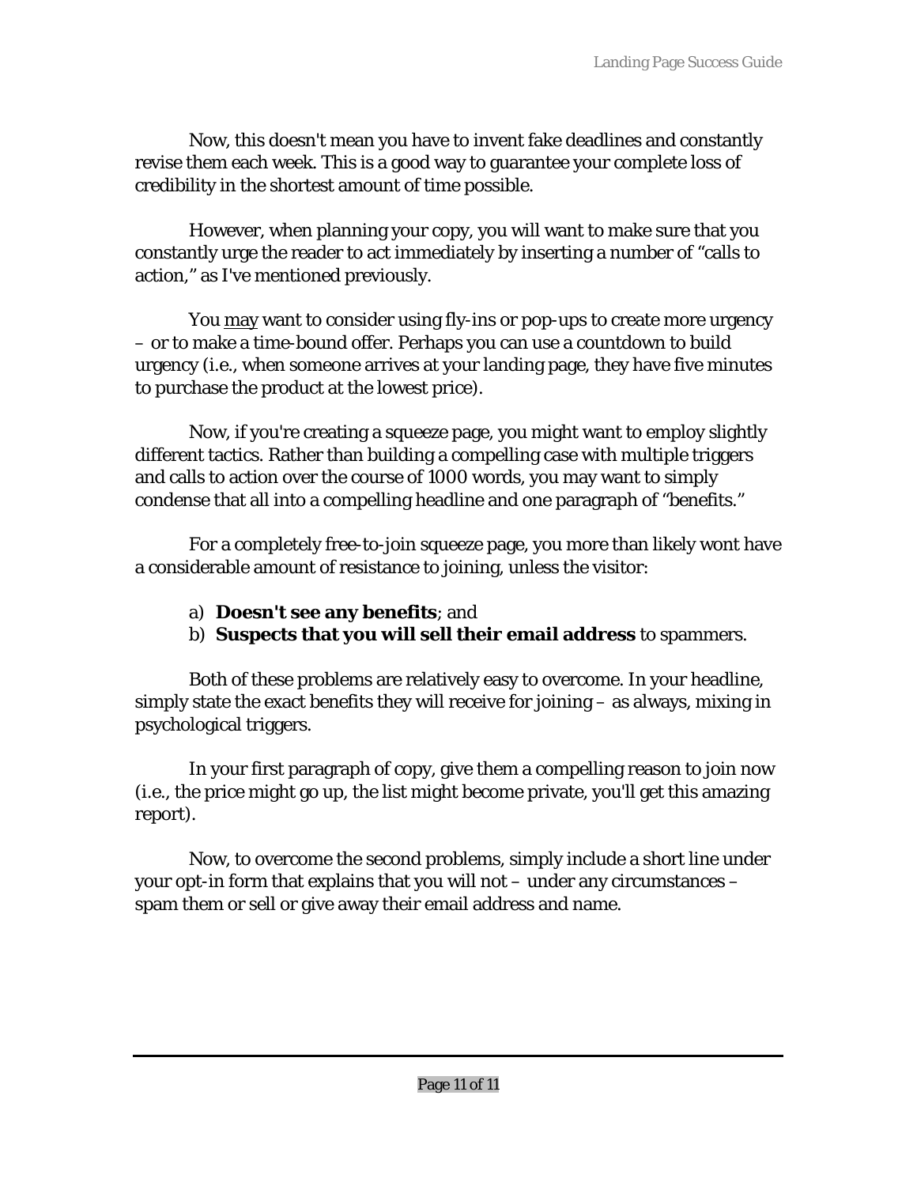Now, this doesn't mean you have to invent fake deadlines and constantly revise them each week. This is a good way to guarantee your complete loss of credibility in the shortest amount of time possible.

However, when planning your copy, you will want to make sure that you constantly urge the reader to act immediately by inserting a number of "calls to action," as I've mentioned previously.

You <u>may</u> want to consider using fly-ins or pop-ups to create more urgency – or to make a time-bound offer. Perhaps you can use a countdown to build urgency (i.e., when someone arrives at your landing page, they have five minutes to purchase the product at the lowest price).

Now, if you're creating a squeeze page, you might want to employ slightly different tactics. Rather than building a compelling case with multiple triggers and calls to action over the course of 1000 words, you may want to simply condense that all into a compelling headline and one paragraph of "benefits."

For a completely free-to-join squeeze page, you more than likely wont have a considerable amount of resistance to joining, unless the visitor:

a) **Doesn't see any benefits**; and
b) **Suspects that you will sell their email address** to spammers.

Both of these problems are relatively easy to overcome. In your headline, simply state the exact benefits they will receive for joining – as always, mixing in psychological triggers.

In your first paragraph of copy, give them a compelling reason to join now (i.e., the price might go up, the list might become private, you'll get this amazing report).

Now, to overcome the second problems, simply include a short line under your opt-in form that explains that you will not – under any circumstances – spam them or sell or give away their email address and name.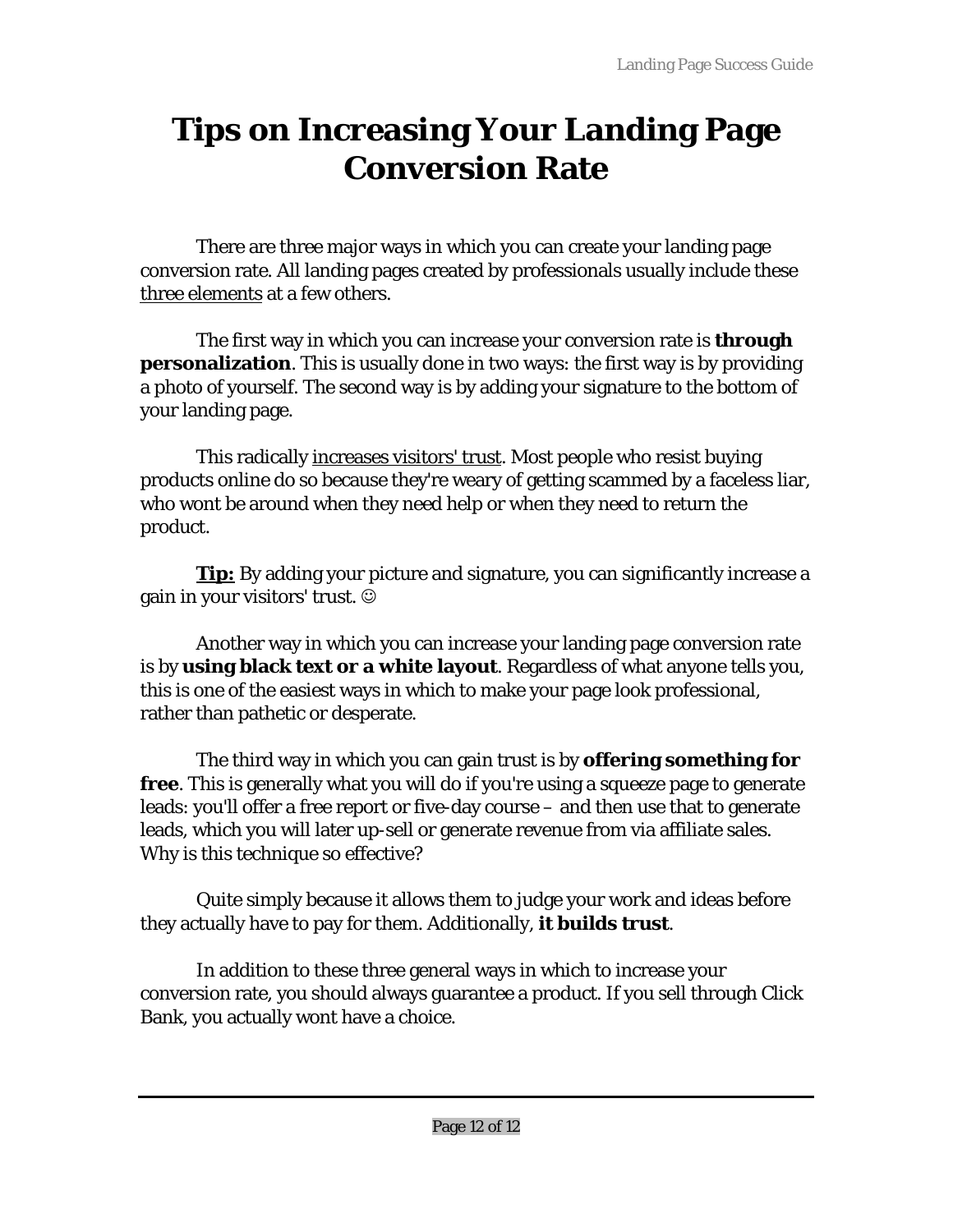# Tips on Increasing Your Landing Page Conversion Rate

There are three major ways in which you can create your landing page conversion rate. All landing pages created by professionals usually include these <u>three elements</u> at a few others.

The first way in which you can increase your conversion rate is **through personalization**. This is usually done in two ways: the first way is by providing a photo of yourself. The second way is by adding your signature to the bottom of your landing page.

This radically <u>increases visitors' trust</u>. Most people who resist buying products online do so because they're weary of getting scammed by a faceless liar, who wont be around when they need help or when they need to return the product.

<u>**Tip:**</u> By adding your picture and signature, you can significantly increase a gain in your visitors' trust. ☺

Another way in which you can increase your landing page conversion rate is by **using black text or a white layout**. Regardless of what anyone tells you, this is one of the easiest ways in which to make your page look professional, rather than pathetic or desperate.

The third way in which you can gain trust is by **offering something for free**. This is generally what you will do if you're using a squeeze page to generate leads: you'll offer a free report or five-day course – and then use that to generate leads, which you will later up-sell or generate revenue from via affiliate sales. Why is this technique so effective?

Quite simply because it allows them to judge your work and ideas before they actually have to pay for them. Additionally, **it builds trust**.

In addition to these three general ways in which to increase your conversion rate, you should always guarantee a product. If you sell through Click Bank, you actually wont have a choice.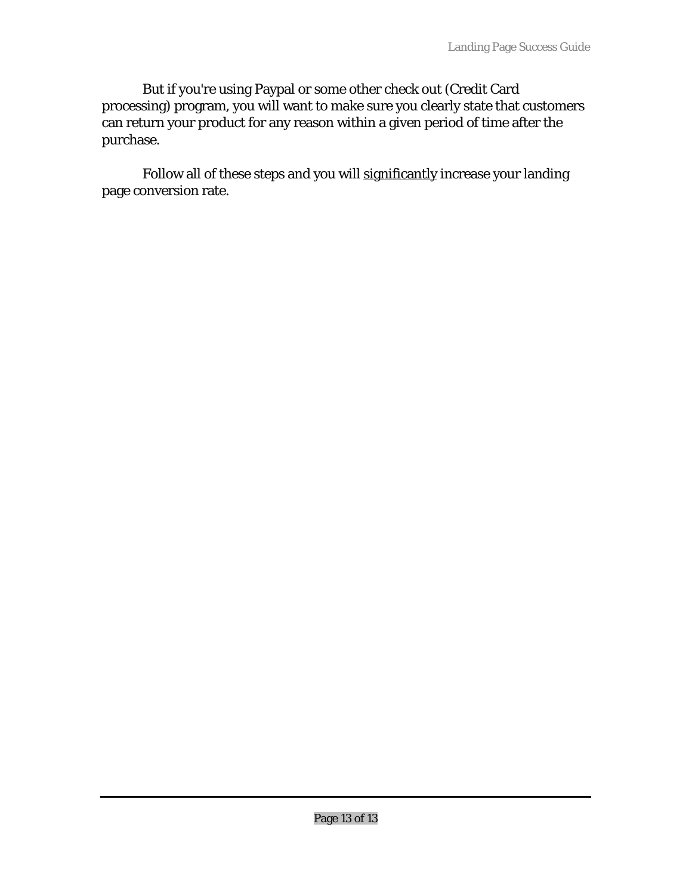But if you're using Paypal or some other check out (Credit Card processing) program, you will want to make sure you clearly state that customers can return your product for any reason within a given period of time after the purchase.

Follow all of these steps and you will <u>significantly</u> increase your landing page conversion rate.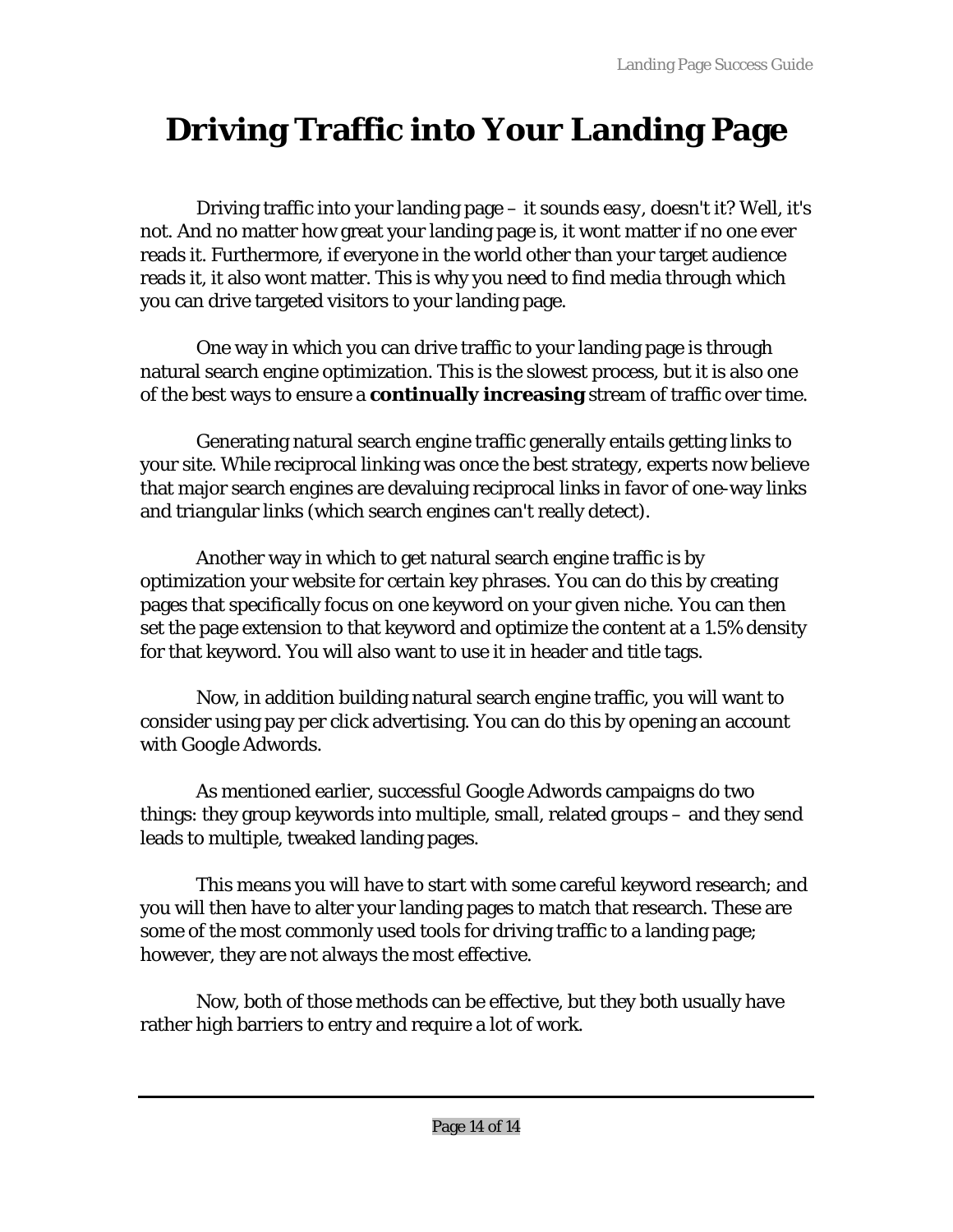# Driving Traffic into Your Landing Page

Driving traffic into your landing page – it sounds *easy*, doesn't it? Well, it's not. And no matter how great your landing page is, it wont matter if no one ever reads it. Furthermore, if everyone in the world other than your target audience reads it, it also wont matter. This is why you need to find media through which you can drive targeted visitors to your landing page.

One way in which you can drive traffic to your landing page is through natural search engine optimization. This is the slowest process, but it is also one of the best ways to ensure a **continually increasing** stream of traffic over time.

Generating natural search engine traffic generally entails getting links to your site. While reciprocal linking was once the best strategy, experts now believe that major search engines are devaluing reciprocal links in favor of one-way links and triangular links (which search engines can't really detect).

Another way in which to get natural search engine traffic is by optimization your website for certain key phrases. You can do this by creating pages that specifically focus on one keyword on your given niche. You can then set the page extension to that keyword and optimize the content at a 1.5% density for that keyword. You will also want to use it in header and title tags.

Now, in addition building natural search engine traffic, you will want to consider using pay per click advertising. You can do this by opening an account with Google Adwords.

As mentioned earlier, successful Google Adwords campaigns do two things: they group keywords into multiple, small, related groups – and they send leads to multiple, tweaked landing pages.

This means you will have to start with some careful keyword research; and you will then have to alter your landing pages to match that research. These are some of the most commonly used tools for driving traffic to a landing page; however, they are not always the most effective.

Now, both of those methods can be effective, but they both usually have rather high barriers to entry and require a lot of work.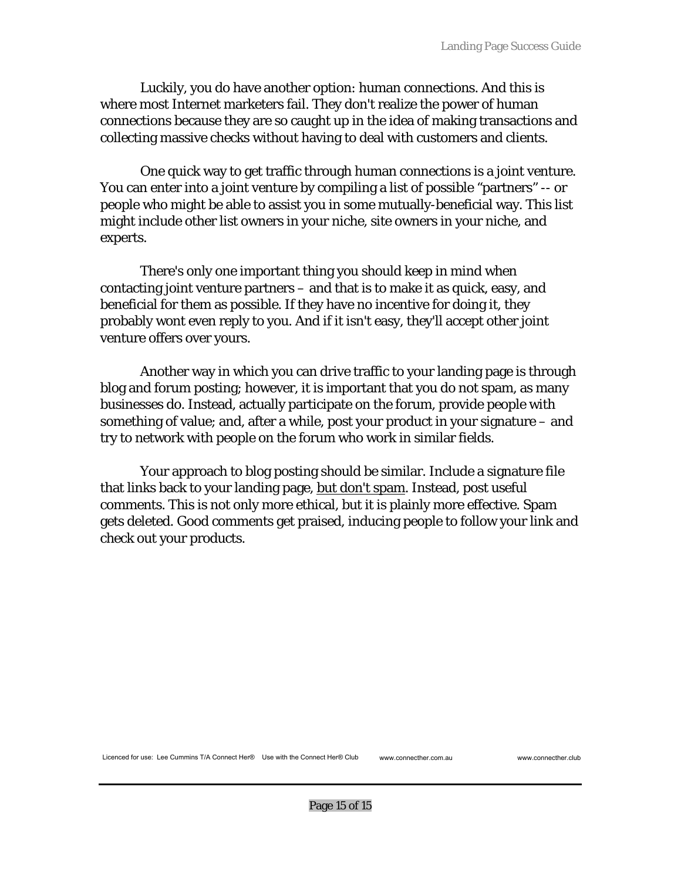Luckily, you do have another option: human connections. And this is where most Internet marketers fail. They don't realize the power of human connections because they are so caught up in the idea of making transactions and collecting massive checks without having to deal with customers and clients.

One quick way to get traffic through human connections is a joint venture. You can enter into a joint venture by compiling a list of possible "partners" -- or people who might be able to assist you in some mutually-beneficial way. This list might include other list owners in your niche, site owners in your niche, and experts.

There's only one important thing you should keep in mind when contacting joint venture partners – and that is to make it as quick, easy, and beneficial for them as possible. If they have no incentive for doing it, they probably wont even reply to you. And if it isn't easy, they'll accept other joint venture offers over yours.

Another way in which you can drive traffic to your landing page is through blog and forum posting; however, it is important that you do not spam, as many businesses do. Instead, actually participate on the forum, provide people with something of value; and, after a while, post your product in your signature – and try to network with people on the forum who work in similar fields.

Your approach to blog posting should be similar. Include a signature file that links back to your landing page, <u>but don't spam</u>. Instead, post useful comments. This is not only more ethical, but it is plainly more effective. Spam gets deleted. Good comments get praised, inducing people to follow your link and check out your products.